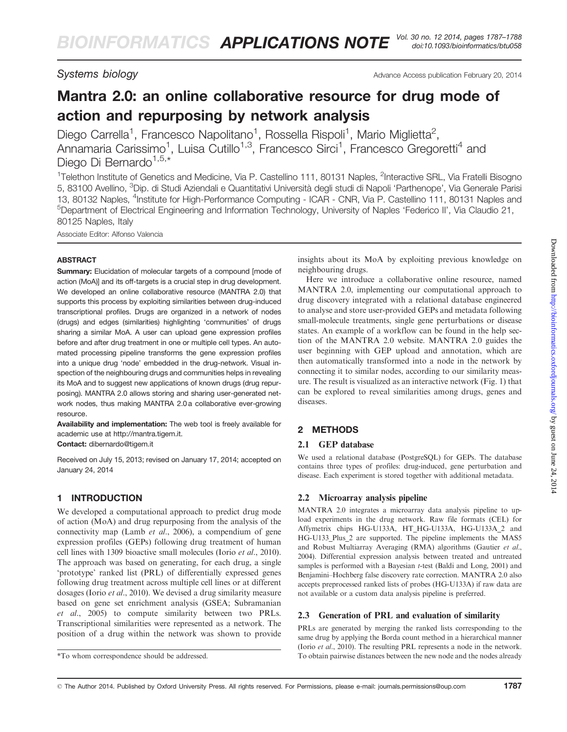Systems biology

# Mantra 2.0: an online collaborative resource for drug mode of action and repurposing by network analysis

Diego Carrella[1], Francesco Napolitano[1], Rossella Rispoli[1], Mario Miglietta[2], Annamaria Carissimo[1], Luisa Cutillo[1,3], Francesco Sirci[1], Francesco Gregoretti[4] and Diego Di Bernardo[1,5,*]

[1]Telethon Institute of Genetics and Medicine, Via P. Castellino 111, 80131 Naples, [2]Interactive SRL, Via Fratelli Bisogno 5, 83100 Avellino, [3]Dip. di Studi Aziendali e Quantitativi Università degli studi di Napoli 'Parthenope', Via Generale Parisi 13, 80132 Naples, [4]Institute for High-Performance Computing - ICAR - CNR, Via P. Castellino 111, 80131 Naples and [5]Department of Electrical Engineering and Information Technology, University of Naples 'Federico II', Via Claudio 21, 80125 Naples, Italy

Associate Editor: Alfonso Valencia

## ABSTRACT

**Summary:** Elucidation of molecular targets of a compound [mode of action (MoA)] and its off-targets is a crucial step in drug development. We developed an online collaborative resource (MANTRA 2.0) that supports this process by exploiting similarities between drug-induced transcriptional profiles. Drugs are organized in a network of nodes (drugs) and edges (similarities) highlighting 'communities' of drugs sharing a similar MoA. A user can upload gene expression profiles before and after drug treatment in one or multiple cell types. An automated processing pipeline transforms the gene expression profiles into a unique drug 'node' embedded in the drug-network. Visual inspection of the neighbouring drugs and communities helps in revealing its MoA and to suggest new applications of known drugs (drug repurposing). MANTRA 2.0 allows storing and sharing user-generated network nodes, thus making MANTRA 2.0 a collaborative ever-growing resource.

**Availability and implementation:** The web tool is freely available for academic use at http://mantra.tigem.it.

**Contact:** dibernardo@tigem.it

Received on July 15, 2013; revised on January 17, 2014; accepted on January 24, 2014

## 1 INTRODUCTION

We developed a computational approach to predict drug mode of action (MoA) and drug repurposing from the analysis of the connectivity map (Lamb *et al*., 2006), a compendium of gene expression profiles (GEPs) following drug treatment of human cell lines with 1309 bioactive small molecules (Iorio *et al*., 2010). The approach was based on generating, for each drug, a single 'prototype' ranked list (PRL) of differentially expressed genes following drug treatment across multiple cell lines or at different dosages (Iorio *et al*., 2010). We devised a drug similarity measure based on gene set enrichment analysis (GSEA; Subramanian *et al*., 2005) to compute similarity between two PRLs. Transcriptional similarities were represented as a network. The position of a drug within the network was shown to provide insights about its MoA by exploiting previous knowledge on neighbouring drugs.

Here we introduce a collaborative online resource, named MANTRA 2.0, implementing our computational approach to drug discovery integrated with a relational database engineered to analyse and store user-provided GEPs and metadata following small-molecule treatments, single gene perturbations or disease states. An example of a workflow can be found in the help section of the MANTRA 2.0 website. MANTRA 2.0 guides the user beginning with GEP upload and annotation, which are then automatically transformed into a node in the network by connecting it to similar nodes, according to our similarity measure. The result is visualized as an interactive network (Fig. 1) that can be explored to reveal similarities among drugs, genes and diseases.

## 2 METHODS

### 2.1 GEP database

We used a relational database (PostgreSQL) for GEPs. The database contains three types of profiles: drug-induced, gene perturbation and disease. Each experiment is stored together with additional metadata.

### 2.2 Microarray analysis pipeline

MANTRA 2.0 integrates a microarray data analysis pipeline to upload experiments in the drug network. Raw file formats (CEL) for Affymetrix chips HG-U133A, HT_HG-U133A, HG-U133A_2 and HG-U133_Plus_2 are supported. The pipeline implements the MAS5 and Robust Multiarray Averaging (RMA) algorithms (Gautier *et al*., 2004). Differential expression analysis between treated and untreated samples is performed with a Bayesian *t*-test (Baldi and Long, 2001) and Benjamini–Hochberg false discovery rate correction. MANTRA 2.0 also accepts preprocessed ranked lists of probes (HG-U133A) if raw data are not available or a custom data analysis pipeline is preferred.

### 2.3 Generation of PRL and evaluation of similarity

PRLs are generated by merging the ranked lists corresponding to the same drug by applying the Borda count method in a hierarchical manner (Iorio *et al*., 2010). The resulting PRL represents a node in the network. To obtain pairwise distances between the new node and the nodes already

*To whom correspondence should be addressed.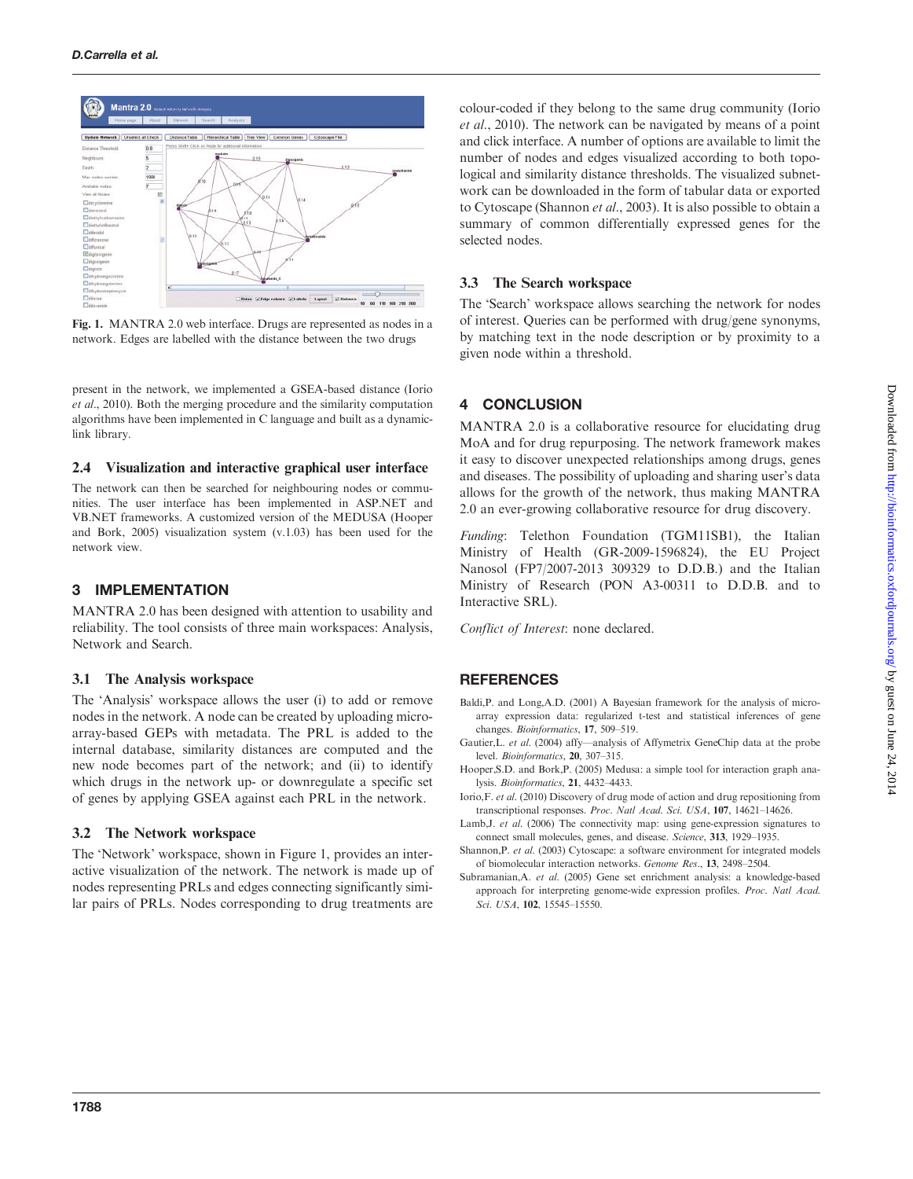Fig. 1. MANTRA 2.0 web interface. Drugs are represented as nodes in a network. Edges are labelled with the distance between the two drugs

present in the network, we implemented a GSEA-based distance (Iorio *et al*., 2010). Both the merging procedure and the similarity computation algorithms have been implemented in C language and built as a dynamic-link library.

### 2.4 Visualization and interactive graphical user interface

The network can then be searched for neighbouring nodes or communities. The user interface has been implemented in ASP.NET and VB.NET frameworks. A customized version of the MEDUSA (Hooper and Bork, 2005) visualization system (v.1.03) has been used for the network view.

## 3 IMPLEMENTATION

MANTRA 2.0 has been designed with attention to usability and reliability. The tool consists of three main workspaces: Analysis, Network and Search.

### 3.1 The Analysis workspace

The 'Analysis' workspace allows the user (i) to add or remove nodes in the network. A node can be created by uploading microarray-based GEPs with metadata. The PRL is added to the internal database, similarity distances are computed and the new node becomes part of the network; and (ii) to identify which drugs in the network up- or downregulate a specific set of genes by applying GSEA against each PRL in the network.

### 3.2 The Network workspace

The 'Network' workspace, shown in Figure 1, provides an interactive visualization of the network. The network is made up of nodes representing PRLs and edges connecting significantly similar pairs of PRLs. Nodes corresponding to drug treatments are colour-coded if they belong to the same drug community (Iorio *et al*., 2010). The network can be navigated by means of a point and click interface. A number of options are available to limit the number of nodes and edges visualized according to both topological and similarity distance thresholds. The visualized subnetwork can be downloaded in the form of tabular data or exported to Cytoscape (Shannon *et al*., 2003). It is also possible to obtain a summary of common differentially expressed genes for the selected nodes.

### 3.3 The Search workspace

The 'Search' workspace allows searching the network for nodes of interest. Queries can be performed with drug/gene synonyms, by matching text in the node description or by proximity to a given node within a threshold.

## 4 CONCLUSION

MANTRA 2.0 is a collaborative resource for elucidating drug MoA and for drug repurposing. The network framework makes it easy to discover unexpected relationships among drugs, genes and diseases. The possibility of uploading and sharing user's data allows for the growth of the network, thus making MANTRA 2.0 an ever-growing collaborative resource for drug discovery.

*Funding*: Telethon Foundation (TGM11SB1), the Italian Ministry of Health (GR-2009-1596824), the EU Project Nanosol (FP7/2007-2013 309329 to D.D.B.) and the Italian Ministry of Research (PON A3-00311 to D.D.B. and to Interactive SRL).

*Conflict of Interest*: none declared.

## REFERENCES

Baldi,P. and Long,A.D. (2001) A Bayesian framework for the analysis of microarray expression data: regularized t-test and statistical inferences of gene changes. *Bioinformatics*, **17**, 509–519.

Gautier,L. *et al.* (2004) affy—analysis of Affymetrix GeneChip data at the probe level. *Bioinformatics*, **20**, 307–315.

Hooper,S.D. and Bork,P. (2005) Medusa: a simple tool for interaction graph analysis. *Bioinformatics*, **21**, 4432–4433.

Iorio,F. *et al.* (2010) Discovery of drug mode of action and drug repositioning from transcriptional responses. *Proc. Natl Acad. Sci. USA*, **107**, 14621–14626.

Lamb,J. *et al.* (2006) The connectivity map: using gene-expression signatures to connect small molecules, genes, and disease. *Science*, **313**, 1929–1935.

Shannon,P. *et al.* (2003) Cytoscape: a software environment for integrated models of biomolecular interaction networks. *Genome Res.*, **13**, 2498–2504.

Subramanian,A. *et al.* (2005) Gene set enrichment analysis: a knowledge-based approach for interpreting genome-wide expression profiles. *Proc. Natl Acad. Sci. USA*, **102**, 15545–15550.